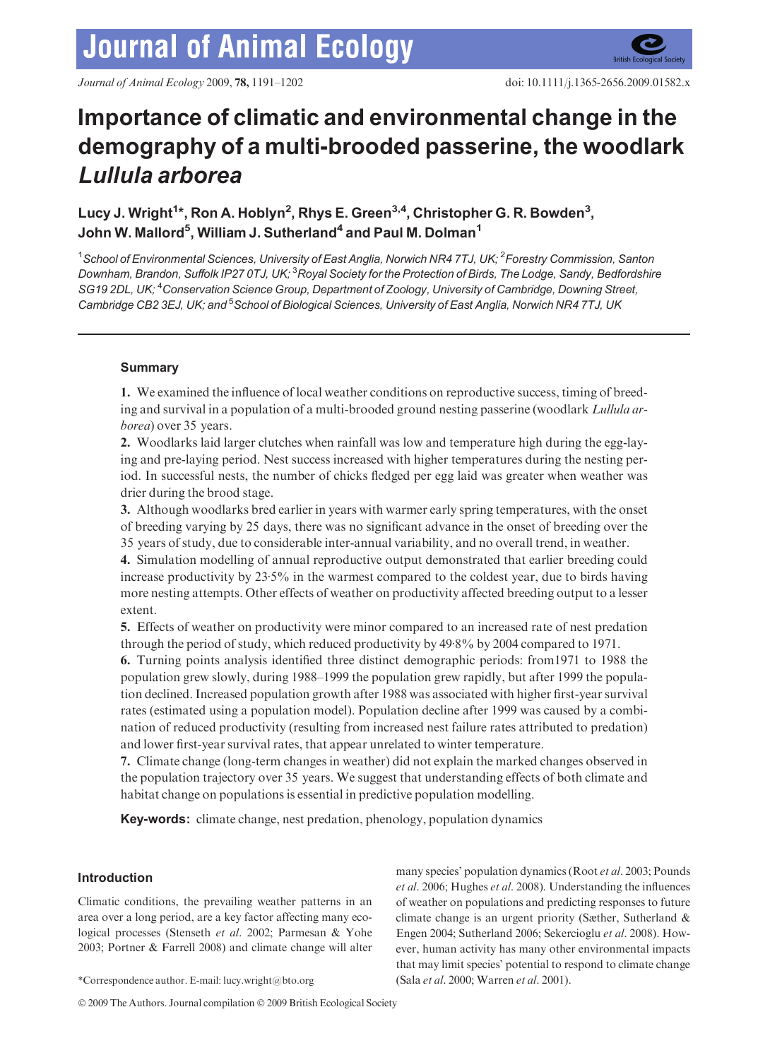# Importance of climatic and environmental change in the demography of a multi-brooded passerine, the woodlark *Lullula arborea*

**Lucy J. Wright[1]*, Ron A. Hoblyn[2], Rhys E. Green[3,4], Christopher G. R. Bowden[3], John W. Mallord[5], William J. Sutherland[4] and Paul M. Dolman[1]**

[1]*School of Environmental Sciences, University of East Anglia, Norwich NR4 7TJ, UK;* [2]*Forestry Commission, Santon Downham, Brandon, Suffolk IP27 0TJ, UK;* [3]*Royal Society for the Protection of Birds, The Lodge, Sandy, Bedfordshire SG19 2DL, UK;* [4]*Conservation Science Group, Department of Zoology, University of Cambridge, Downing Street, Cambridge CB2 3EJ, UK; and* [5]*School of Biological Sciences, University of East Anglia, Norwich NR4 7TJ, UK*

## Summary

**1.** We examined the influence of local weather conditions on reproductive success, timing of breeding and survival in a population of a multi-brooded ground nesting passerine (woodlark *Lullula arborea*) over 35 years.

**2.** Woodlarks laid larger clutches when rainfall was low and temperature high during the egg-laying and pre-laying period. Nest success increased with higher temperatures during the nesting period. In successful nests, the number of chicks fledged per egg laid was greater when weather was drier during the brood stage.

**3.** Although woodlarks bred earlier in years with warmer early spring temperatures, with the onset of breeding varying by 25 days, there was no significant advance in the onset of breeding over the 35 years of study, due to considerable inter-annual variability, and no overall trend, in weather.

**4.** Simulation modelling of annual reproductive output demonstrated that earlier breeding could increase productivity by 23·5% in the warmest compared to the coldest year, due to birds having more nesting attempts. Other effects of weather on productivity affected breeding output to a lesser extent.

**5.** Effects of weather on productivity were minor compared to an increased rate of nest predation through the period of study, which reduced productivity by 49·8% by 2004 compared to 1971.

**6.** Turning points analysis identified three distinct demographic periods: from1971 to 1988 the population grew slowly, during 1988–1999 the population grew rapidly, but after 1999 the population declined. Increased population growth after 1988 was associated with higher first-year survival rates (estimated using a population model). Population decline after 1999 was caused by a combination of reduced productivity (resulting from increased nest failure rates attributed to predation) and lower first-year survival rates, that appear unrelated to winter temperature.

**7.** Climate change (long-term changes in weather) did not explain the marked changes observed in the population trajectory over 35 years. We suggest that understanding effects of both climate and habitat change on populations is essential in predictive population modelling.

**Key-words:** climate change, nest predation, phenology, population dynamics

## Introduction

Climatic conditions, the prevailing weather patterns in an area over a long period, are a key factor affecting many ecological processes (Stenseth *et al*. 2002; Parmesan & Yohe 2003; Portner & Farrell 2008) and climate change will alter many species' population dynamics (Root *et al*. 2003; Pounds *et al*. 2006; Hughes *et al*. 2008). Understanding the influences of weather on populations and predicting responses to future climate change is an urgent priority (Sæther, Sutherland & Engen 2004; Sutherland 2006; Sekercioglu *et al*. 2008). However, human activity has many other environmental impacts that may limit species' potential to respond to climate change (Sala *et al*. 2000; Warren *et al*. 2001).

*Correspondence author. E-mail: lucy.wright@bto.org

© 2009 The Authors. Journal compilation © 2009 British Ecological Society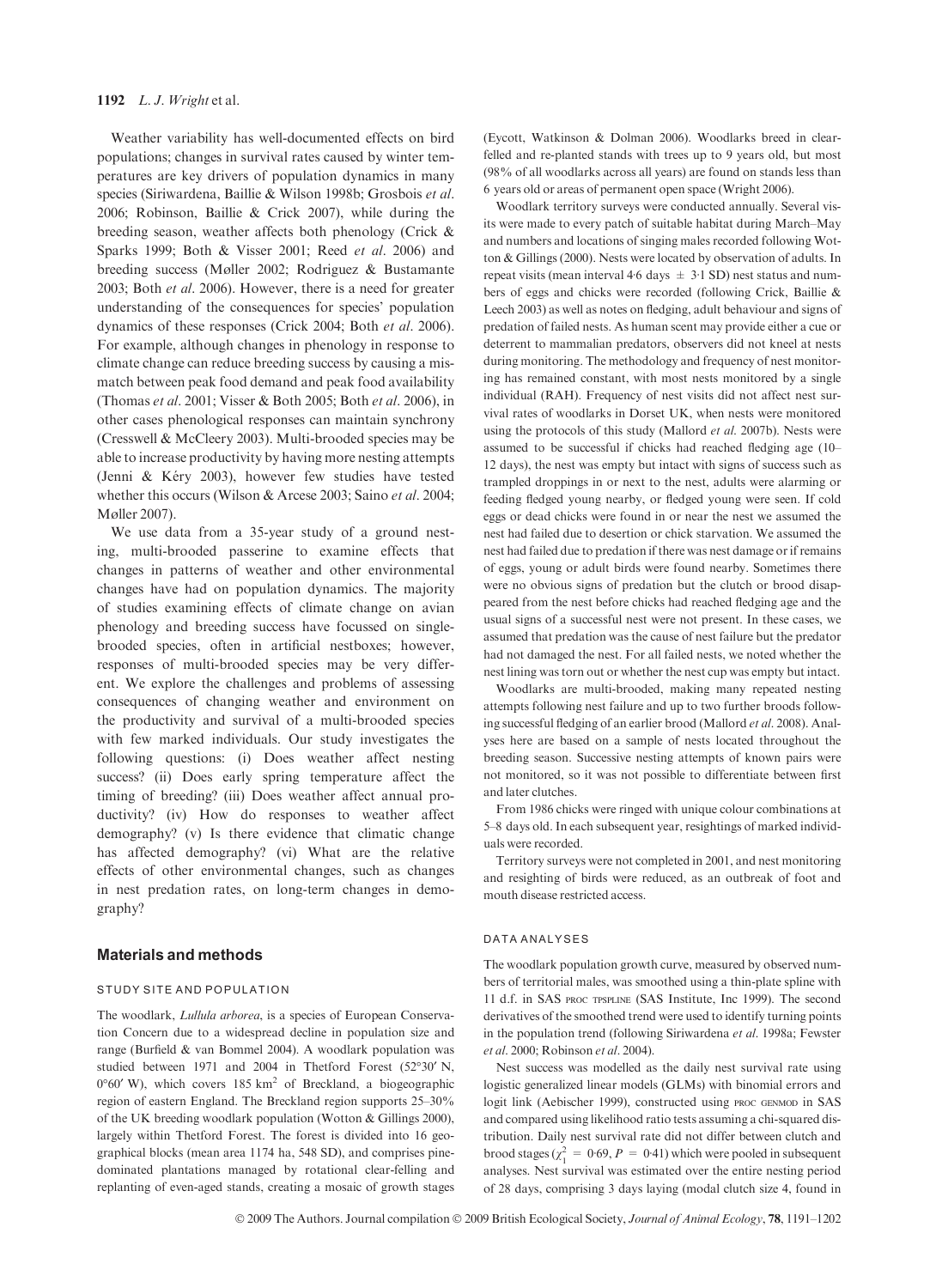Weather variability has well-documented effects on bird populations; changes in survival rates caused by winter temperatures are key drivers of population dynamics in many species (Siriwardena, Baillie & Wilson 1998b; Grosbois *et al.* 2006; Robinson, Baillie & Crick 2007), while during the breeding season, weather affects both phenology (Crick & Sparks 1999; Both & Visser 2001; Reed *et al.* 2006) and breeding success (Møller 2002; Rodriguez & Bustamante 2003; Both *et al.* 2006). However, there is a need for greater understanding of the consequences for species' population dynamics of these responses (Crick 2004; Both *et al.* 2006). For example, although changes in phenology in response to climate change can reduce breeding success by causing a mismatch between peak food demand and peak food availability (Thomas *et al.* 2001; Visser & Both 2005; Both *et al.* 2006), in other cases phenological responses can maintain synchrony (Cresswell & McCleery 2003). Multi-brooded species may be able to increase productivity by having more nesting attempts (Jenni & Kéry 2003), however few studies have tested whether this occurs (Wilson & Arcese 2003; Saino *et al.* 2004; Møller 2007).

We use data from a 35-year study of a ground nesting, multi-brooded passerine to examine effects that changes in patterns of weather and other environmental changes have had on population dynamics. The majority of studies examining effects of climate change on avian phenology and breeding success have focussed on single-brooded species, often in artificial nestboxes; however, responses of multi-brooded species may be very different. We explore the challenges and problems of assessing consequences of changing weather and environment on the productivity and survival of a multi-brooded species with few marked individuals. Our study investigates the following questions: (i) Does weather affect nesting success? (ii) Does early spring temperature affect the timing of breeding? (iii) Does weather affect annual productivity? (iv) How do responses to weather affect demography? (v) Is there evidence that climatic change has affected demography? (vi) What are the relative effects of other environmental changes, such as changes in nest predation rates, on long-term changes in demography?

## Materials and methods

### STUDY SITE AND POPULATION

The woodlark, *Lullula arborea*, is a species of European Conservation Concern due to a widespread decline in population size and range (Burfield & van Bommel 2004). A woodlark population was studied between 1971 and 2004 in Thetford Forest (52°30′ N, 0°60′ W), which covers 185 km$^2$ of Breckland, a biogeographic region of eastern England. The Breckland region supports 25–30% of the UK breeding woodlark population (Wotton & Gillings 2000), largely within Thetford Forest. The forest is divided into 16 geographical blocks (mean area 1174 ha, 548 SD), and comprises pine-dominated plantations managed by rotational clear-felling and replanting of even-aged stands, creating a mosaic of growth stages (Eycott, Watkinson & Dolman 2006). Woodlarks breed in clear-felled and re-planted stands with trees up to 9 years old, but most (98% of all woodlarks across all years) are found on stands less than 6 years old or areas of permanent open space (Wright 2006).

Woodlark territory surveys were conducted annually. Several visits were made to every patch of suitable habitat during March–May and numbers and locations of singing males recorded following Wotton & Gillings (2000). Nests were located by observation of adults. In repeat visits (mean interval 4·6 days ± 3·1 SD) nest status and numbers of eggs and chicks were recorded (following Crick, Baillie & Leech 2003) as well as notes on fledging, adult behaviour and signs of predation of failed nests. As human scent may provide either a cue or deterrent to mammalian predators, observers did not kneel at nests during monitoring. The methodology and frequency of nest monitoring has remained constant, with most nests monitored by a single individual (RAH). Frequency of nest visits did not affect nest survival rates of woodlarks in Dorset UK, when nests were monitored using the protocols of this study (Mallord *et al.* 2007b). Nests were assumed to be successful if chicks had reached fledging age (10–12 days), the nest was empty but intact with signs of success such as trampled droppings in or next to the nest, adults were alarming or feeding fledged young nearby, or fledged young were seen. If cold eggs or dead chicks were found in or near the nest we assumed the nest had failed due to desertion or chick starvation. We assumed the nest had failed due to predation if there was nest damage or if remains of eggs, young or adult birds were found nearby. Sometimes there were no obvious signs of predation but the clutch or brood disappeared from the nest before chicks had reached fledging age and the usual signs of a successful nest were not present. In these cases, we assumed that predation was the cause of nest failure but the predator had not damaged the nest. For all failed nests, we noted whether the nest lining was torn out or whether the nest cup was empty but intact.

Woodlarks are multi-brooded, making many repeated nesting attempts following nest failure and up to two further broods following successful fledging of an earlier brood (Mallord *et al.* 2008). Analyses here are based on a sample of nests located throughout the breeding season. Successive nesting attempts of known pairs were not monitored, so it was not possible to differentiate between first and later clutches.

From 1986 chicks were ringed with unique colour combinations at 5–8 days old. In each subsequent year, resightings of marked individuals were recorded.

Territory surveys were not completed in 2001, and nest monitoring and resighting of birds were reduced, as an outbreak of foot and mouth disease restricted access.

### DATA ANALYSES

The woodlark population growth curve, measured by observed numbers of territorial males, was smoothed using a thin-plate spline with 11 d.f. in SAS PROC TPSPLINE (SAS Institute, Inc 1999). The second derivatives of the smoothed trend were used to identify turning points in the population trend (following Siriwardena *et al.* 1998a; Fewster *et al.* 2000; Robinson *et al.* 2004).

Nest success was modelled as the daily nest survival rate using logistic generalized linear models (GLMs) with binomial errors and logit link (Aebischer 1999), constructed using PROC GENMOD in SAS and compared using likelihood ratio tests assuming a chi-squared distribution. Daily nest survival rate did not differ between clutch and brood stages ($\chi^2_1 = 0{\cdot}69$, $P = 0{\cdot}41$) which were pooled in subsequent analyses. Nest survival was estimated over the entire nesting period of 28 days, comprising 3 days laying (modal clutch size 4, found in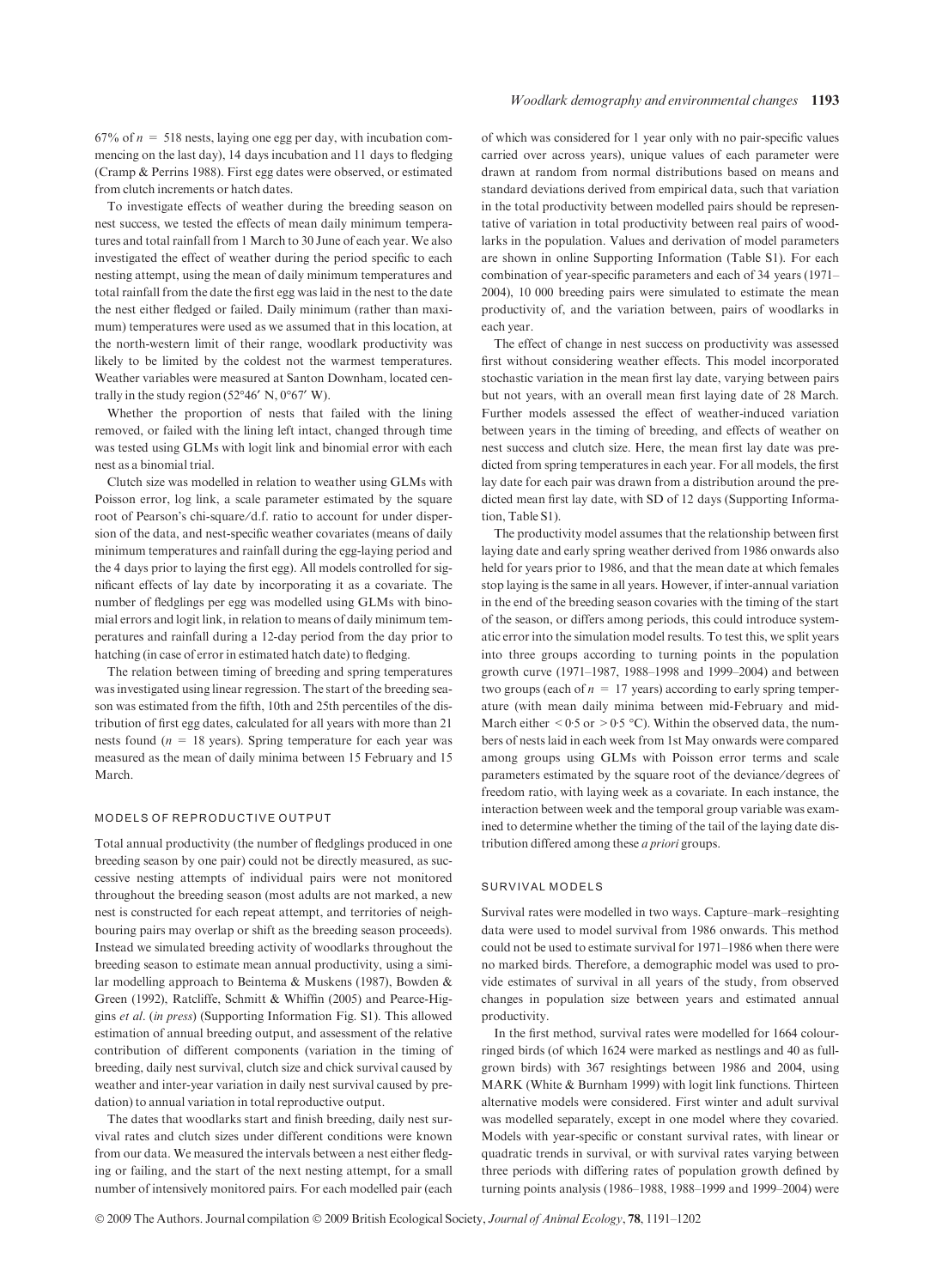67% of $n$ = 518 nests, laying one egg per day, with incubation commencing on the last day), 14 days incubation and 11 days to fledging (Cramp & Perrins 1988). First egg dates were observed, or estimated from clutch increments or hatch dates.

To investigate effects of weather during the breeding season on nest success, we tested the effects of mean daily minimum temperatures and total rainfall from 1 March to 30 June of each year. We also investigated the effect of weather during the period specific to each nesting attempt, using the mean of daily minimum temperatures and total rainfall from the date the first egg was laid in the nest to the date the nest either fledged or failed. Daily minimum (rather than maximum) temperatures were used as we assumed that in this location, at the north-western limit of their range, woodlark productivity was likely to be limited by the coldest not the warmest temperatures. Weather variables were measured at Santon Downham, located centrally in the study region (52°46′ N, 0°67′ W).

Whether the proportion of nests that failed with the lining removed, or failed with the lining left intact, changed through time was tested using GLMs with logit link and binomial error with each nest as a binomial trial.

Clutch size was modelled in relation to weather using GLMs with Poisson error, log link, a scale parameter estimated by the square root of Pearson's chi-square/d.f. ratio to account for under dispersion of the data, and nest-specific weather covariates (means of daily minimum temperatures and rainfall during the egg-laying period and the 4 days prior to laying the first egg). All models controlled for significant effects of lay date by incorporating it as a covariate. The number of fledglings per egg was modelled using GLMs with binomial errors and logit link, in relation to means of daily minimum temperatures and rainfall during a 12-day period from the day prior to hatching (in case of error in estimated hatch date) to fledging.

The relation between timing of breeding and spring temperatures was investigated using linear regression. The start of the breeding season was estimated from the fifth, 10th and 25th percentiles of the distribution of first egg dates, calculated for all years with more than 21 nests found ($n$ = 18 years). Spring temperature for each year was measured as the mean of daily minima between 15 February and 15 March.

### MODELS OF REPRODUCTIVE OUTPUT

Total annual productivity (the number of fledglings produced in one breeding season by one pair) could not be directly measured, as successive nesting attempts of individual pairs were not monitored throughout the breeding season (most adults are not marked, a new nest is constructed for each repeat attempt, and territories of neighbouring pairs may overlap or shift as the breeding season proceeds). Instead we simulated breeding activity of woodlarks throughout the breeding season to estimate mean annual productivity, using a similar modelling approach to Beintema & Muskens (1987), Bowden & Green (1992), Ratcliffe, Schmitt & Whiffin (2005) and Pearce-Higgins *et al*. (*in press*) (Supporting Information Fig. S1). This allowed estimation of annual breeding output, and assessment of the relative contribution of different components (variation in the timing of breeding, daily nest survival, clutch size and chick survival caused by weather and inter-year variation in daily nest survival caused by predation) to annual variation in total reproductive output.

The dates that woodlarks start and finish breeding, daily nest survival rates and clutch sizes under different conditions were known from our data. We measured the intervals between a nest either fledging or failing, and the start of the next nesting attempt, for a small number of intensively monitored pairs. For each modelled pair (each of which was considered for 1 year only with no pair-specific values carried over across years), unique values of each parameter were drawn at random from normal distributions based on means and standard deviations derived from empirical data, such that variation in the total productivity between modelled pairs should be representative of variation in total productivity between real pairs of woodlarks in the population. Values and derivation of model parameters are shown in online Supporting Information (Table S1). For each combination of year-specific parameters and each of 34 years (1971–2004), 10 000 breeding pairs were simulated to estimate the mean productivity of, and the variation between, pairs of woodlarks in each year.

The effect of change in nest success on productivity was assessed first without considering weather effects. This model incorporated stochastic variation in the mean first lay date, varying between pairs but not years, with an overall mean first laying date of 28 March. Further models assessed the effect of weather-induced variation between years in the timing of breeding, and effects of weather on nest success and clutch size. Here, the mean first lay date was predicted from spring temperatures in each year. For all models, the first lay date for each pair was drawn from a distribution around the predicted mean first lay date, with SD of 12 days (Supporting Information, Table S1).

The productivity model assumes that the relationship between first laying date and early spring weather derived from 1986 onwards also held for years prior to 1986, and that the mean date at which females stop laying is the same in all years. However, if inter-annual variation in the end of the breeding season covaries with the timing of the start of the season, or differs among periods, this could introduce systematic error into the simulation model results. To test this, we split years into three groups according to turning points in the population growth curve (1971–1987, 1988–1998 and 1999–2004) and between two groups (each of $n$ = 17 years) according to early spring temperature (with mean daily minima between mid-February and mid-March either < 0·5 or > 0·5 °C). Within the observed data, the numbers of nests laid in each week from 1st May onwards were compared among groups using GLMs with Poisson error terms and scale parameters estimated by the square root of the deviance/degrees of freedom ratio, with laying week as a covariate. In each instance, the interaction between week and the temporal group variable was examined to determine whether the timing of the tail of the laying date distribution differed among these *a priori* groups.

### SURVIVAL MODELS

Survival rates were modelled in two ways. Capture–mark–resighting data were used to model survival from 1986 onwards. This method could not be used to estimate survival for 1971–1986 when there were no marked birds. Therefore, a demographic model was used to provide estimates of survival in all years of the study, from observed changes in population size between years and estimated annual productivity.

In the first method, survival rates were modelled for 1664 colour-ringed birds (of which 1624 were marked as nestlings and 40 as full-grown birds) with 367 resightings between 1986 and 2004, using MARK (White & Burnham 1999) with logit link functions. Thirteen alternative models were considered. First winter and adult survival was modelled separately, except in one model where they covaried. Models with year-specific or constant survival rates, with linear or quadratic trends in survival, or with survival rates varying between three periods with differing rates of population growth defined by turning points analysis (1986–1988, 1988–1999 and 1999–2004) were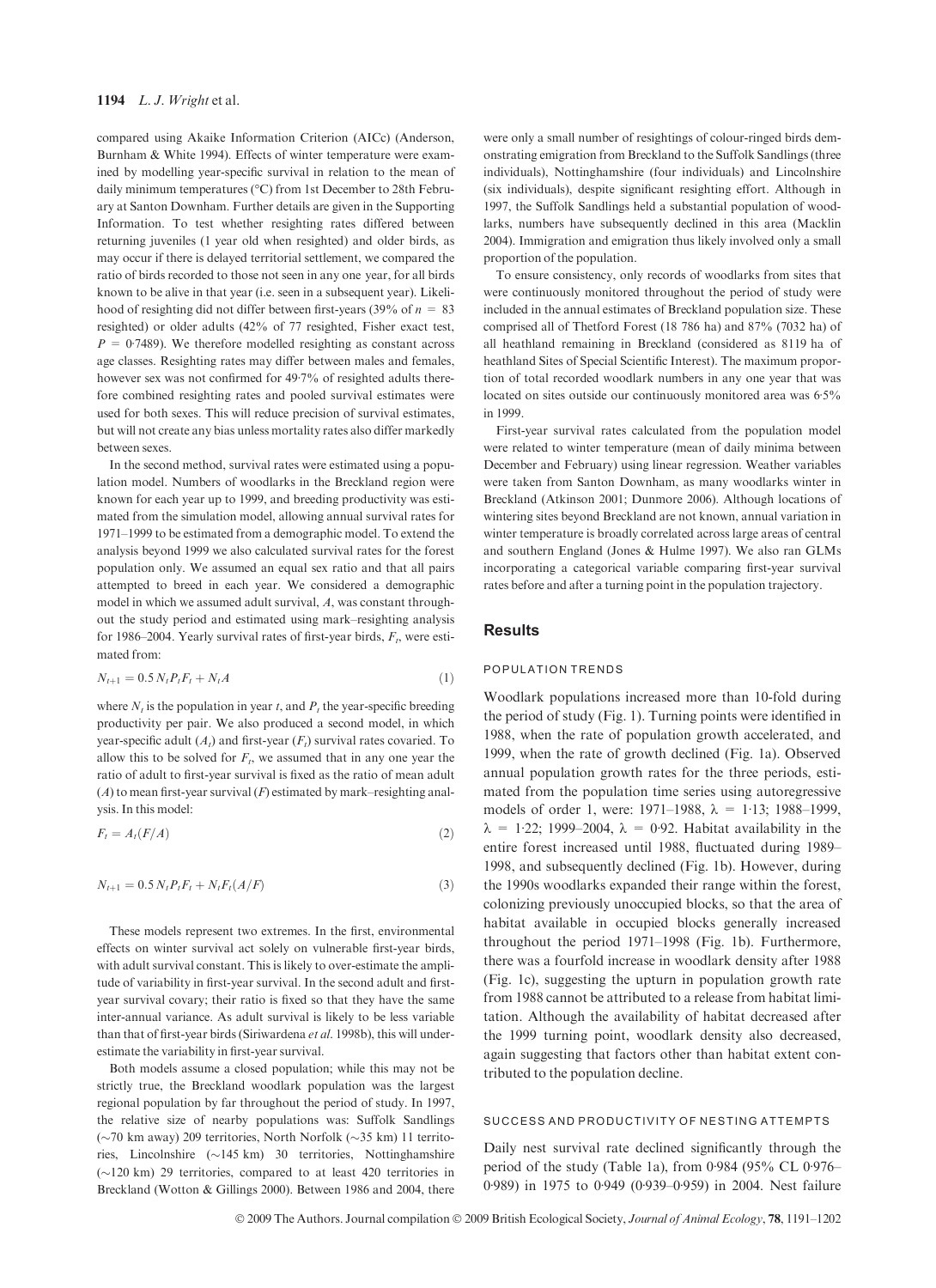compared using Akaike Information Criterion (AICc) (Anderson, Burnham & White 1994). Effects of winter temperature were examined by modelling year-specific survival in relation to the mean of daily minimum temperatures (°C) from 1st December to 28th February at Santon Downham. Further details are given in the Supporting Information. To test whether resighting rates differed between returning juveniles (1 year old when resighted) and older birds, as may occur if there is delayed territorial settlement, we compared the ratio of birds recorded to those not seen in any one year, for all birds known to be alive in that year (i.e. seen in a subsequent year). Likelihood of resighting did not differ between first-years (39% of $n$ = 83 resighted) or older adults (42% of 77 resighted, Fisher exact test, $P$ = 0·7489). We therefore modelled resighting as constant across age classes. Resighting rates may differ between males and females, however sex was not confirmed for 49·7% of resighted adults therefore combined resighting rates and pooled survival estimates were used for both sexes. This will reduce precision of survival estimates, but will not create any bias unless mortality rates also differ markedly between sexes.

In the second method, survival rates were estimated using a population model. Numbers of woodlarks in the Breckland region were known for each year up to 1999, and breeding productivity was estimated from the simulation model, allowing annual survival rates for 1971–1999 to be estimated from a demographic model. To extend the analysis beyond 1999 we also calculated survival rates for the forest population only. We assumed an equal sex ratio and that all pairs attempted to breed in each year. We considered a demographic model in which we assumed adult survival, $A$, was constant throughout the study period and estimated using mark–resighting analysis for 1986–2004. Yearly survival rates of first-year birds, $F_t$, were estimated from:

$$N_{t+1} = 0.5\, N_t P_t F_t + N_t A \qquad (1)$$

where $N_t$ is the population in year $t$, and $P_t$ the year-specific breeding productivity per pair. We also produced a second model, in which year-specific adult ($A_t$) and first-year ($F_t$) survival rates covaried. To allow this to be solved for $F_t$, we assumed that in any one year the ratio of adult to first-year survival is fixed as the ratio of mean adult ($A$) to mean first-year survival ($F$) estimated by mark–resighting analysis. In this model:

$$F_t = A_t(F/A) \qquad (2)$$

$$N_{t+1} = 0.5\, N_t P_t F_t + N_t F_t(A/F) \qquad (3)$$

These models represent two extremes. In the first, environmental effects on winter survival act solely on vulnerable first-year birds, with adult survival constant. This is likely to over-estimate the amplitude of variability in first-year survival. In the second adult and first-year survival covary; their ratio is fixed so that they have the same inter-annual variance. As adult survival is likely to be less variable than that of first-year birds (Siriwardena *et al.* 1998b), this will underestimate the variability in first-year survival.

Both models assume a closed population; while this may not be strictly true, the Breckland woodlark population was the largest regional population by far throughout the period of study. In 1997, the relative size of nearby populations was: Suffolk Sandlings (~70 km away) 209 territories, North Norfolk (~35 km) 11 territories, Lincolnshire (~145 km) 30 territories, Nottinghamshire (~120 km) 29 territories, compared to at least 420 territories in Breckland (Wotton & Gillings 2000). Between 1986 and 2004, there were only a small number of resightings of colour-ringed birds demonstrating emigration from Breckland to the Suffolk Sandlings (three individuals), Nottinghamshire (four individuals) and Lincolnshire (six individuals), despite significant resighting effort. Although in 1997, the Suffolk Sandlings held a substantial population of woodlarks, numbers have subsequently declined in this area (Macklin 2004). Immigration and emigration thus likely involved only a small proportion of the population.

To ensure consistency, only records of woodlarks from sites that were continuously monitored throughout the period of study were included in the annual estimates of Breckland population size. These comprised all of Thetford Forest (18 786 ha) and 87% (7032 ha) of all heathland remaining in Breckland (considered as 8119 ha of heathland Sites of Special Scientific Interest). The maximum proportion of total recorded woodlark numbers in any one year that was located on sites outside our continuously monitored area was 6·5% in 1999.

First-year survival rates calculated from the population model were related to winter temperature (mean of daily minima between December and February) using linear regression. Weather variables were taken from Santon Downham, as many woodlarks winter in Breckland (Atkinson 2001; Dunmore 2006). Although locations of wintering sites beyond Breckland are not known, annual variation in winter temperature is broadly correlated across large areas of central and southern England (Jones & Hulme 1997). We also ran GLMs incorporating a categorical variable comparing first-year survival rates before and after a turning point in the population trajectory.

## Results

### POPULATION TRENDS

Woodlark populations increased more than 10-fold during the period of study (Fig. 1). Turning points were identified in 1988, when the rate of population growth accelerated, and 1999, when the rate of growth declined (Fig. 1a). Observed annual population growth rates for the three periods, estimated from the population time series using autoregressive models of order 1, were: 1971–1988, $\lambda$ = 1·13; 1988–1999, $\lambda$ = 1·22; 1999–2004, $\lambda$ = 0·92. Habitat availability in the entire forest increased until 1988, fluctuated during 1989–1998, and subsequently declined (Fig. 1b). However, during the 1990s woodlarks expanded their range within the forest, colonizing previously unoccupied blocks, so that the area of habitat available in occupied blocks generally increased throughout the period 1971–1998 (Fig. 1b). Furthermore, there was a fourfold increase in woodlark density after 1988 (Fig. 1c), suggesting the upturn in population growth rate from 1988 cannot be attributed to a release from habitat limitation. Although the availability of habitat decreased after the 1999 turning point, woodlark density also decreased, again suggesting that factors other than habitat extent contributed to the population decline.

### SUCCESS AND PRODUCTIVITY OF NESTING ATTEMPTS

Daily nest survival rate declined significantly through the period of the study (Table 1a), from 0·984 (95% CL 0·976–0·989) in 1975 to 0·949 (0·939–0·959) in 2004. Nest failure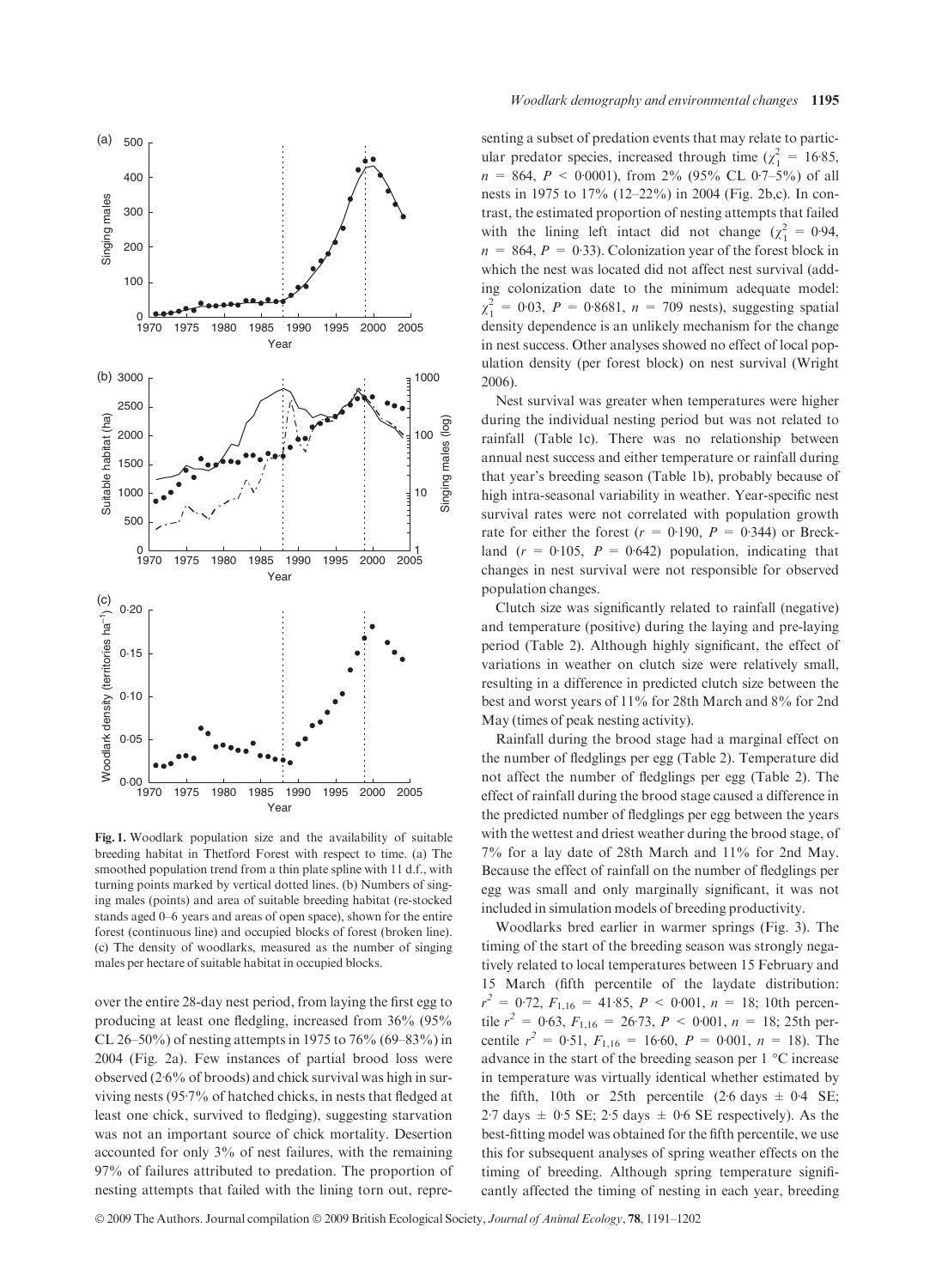**Fig. 1.** Woodlark population size and the availability of suitable breeding habitat in Thetford Forest with respect to time. (a) The smoothed population trend from a thin plate spline with 11 d.f., with turning points marked by vertical dotted lines. (b) Numbers of singing males (points) and area of suitable breeding habitat (re-stocked stands aged 0–6 years and areas of open space), shown for the entire forest (continuous line) and occupied blocks of forest (broken line). (c) The density of woodlarks, measured as the number of singing males per hectare of suitable habitat in occupied blocks.

over the entire 28-day nest period, from laying the first egg to producing at least one fledgling, increased from 36% (95% CL 26–50%) of nesting attempts in 1975 to 76% (69–83%) in 2004 (Fig. 2a). Few instances of partial brood loss were observed (2·6% of broods) and chick survival was high in surviving nests (95·7% of hatched chicks, in nests that fledged at least one chick, survived to fledging), suggesting starvation was not an important source of chick mortality. Desertion accounted for only 3% of nest failures, with the remaining 97% of failures attributed to predation. The proportion of nesting attempts that failed with the lining torn out, representing a subset of predation events that may relate to particular predator species, increased through time ($\chi^2_1$ = 16·85, $n$ = 864, $P$ < 0·0001), from 2% (95% CL 0·7–5%) of all nests in 1975 to 17% (12–22%) in 2004 (Fig. 2b,c). In contrast, the estimated proportion of nesting attempts that failed with the lining left intact did not change ($\chi^2_1$ = 0·94, $n$ = 864, $P$ = 0·33). Colonization year of the forest block in which the nest was located did not affect nest survival (adding colonization date to the minimum adequate model: $\chi^2_1$ = 0·03, $P$ = 0·8681, $n$ = 709 nests), suggesting spatial density dependence is an unlikely mechanism for the change in nest success. Other analyses showed no effect of local population density (per forest block) on nest survival (Wright 2006).

Nest survival was greater when temperatures were higher during the individual nesting period but was not related to rainfall (Table 1c). There was no relationship between annual nest success and either temperature or rainfall during that year's breeding season (Table 1b), probably because of high intra-seasonal variability in weather. Year-specific nest survival rates were not correlated with population growth rate for either the forest ($r$ = 0·190, $P$ = 0·344) or Breckland ($r$ = 0·105, $P$ = 0·642) population, indicating that changes in nest survival were not responsible for observed population changes.

Clutch size was significantly related to rainfall (negative) and temperature (positive) during the laying and pre-laying period (Table 2). Although highly significant, the effect of variations in weather on clutch size were relatively small, resulting in a difference in predicted clutch size between the best and worst years of 11% for 28th March and 8% for 2nd May (times of peak nesting activity).

Rainfall during the brood stage had a marginal effect on the number of fledglings per egg (Table 2). Temperature did not affect the number of fledglings per egg (Table 2). The effect of rainfall during the brood stage caused a difference in the predicted number of fledglings per egg between the years with the wettest and driest weather during the brood stage, of 7% for a lay date of 28th March and 11% for 2nd May. Because the effect of rainfall on the number of fledglings per egg was small and only marginally significant, it was not included in simulation models of breeding productivity.

Woodlarks bred earlier in warmer springs (Fig. 3). The timing of the start of the breeding season was strongly negatively related to local temperatures between 15 February and 15 March (fifth percentile of the laydate distribution: $r^2$ = 0·72, $F_{1,16}$ = 41·85, $P$ < 0·001, $n$ = 18; 10th percentile $r^2$ = 0·63, $F_{1,16}$ = 26·73, $P$ < 0·001, $n$ = 18; 25th percentile $r^2$ = 0·51, $F_{1,16}$ = 16·60, $P$ = 0·001, $n$ = 18). The advance in the start of the breeding season per 1 °C increase in temperature was virtually identical whether estimated by the fifth, 10th or 25th percentile (2·6 days ± 0·4 SE; 2·7 days ± 0·5 SE; 2·5 days ± 0·6 SE respectively). As the best-fitting model was obtained for the fifth percentile, we use this for subsequent analyses of spring weather effects on the timing of breeding. Although spring temperature significantly affected the timing of nesting in each year, breeding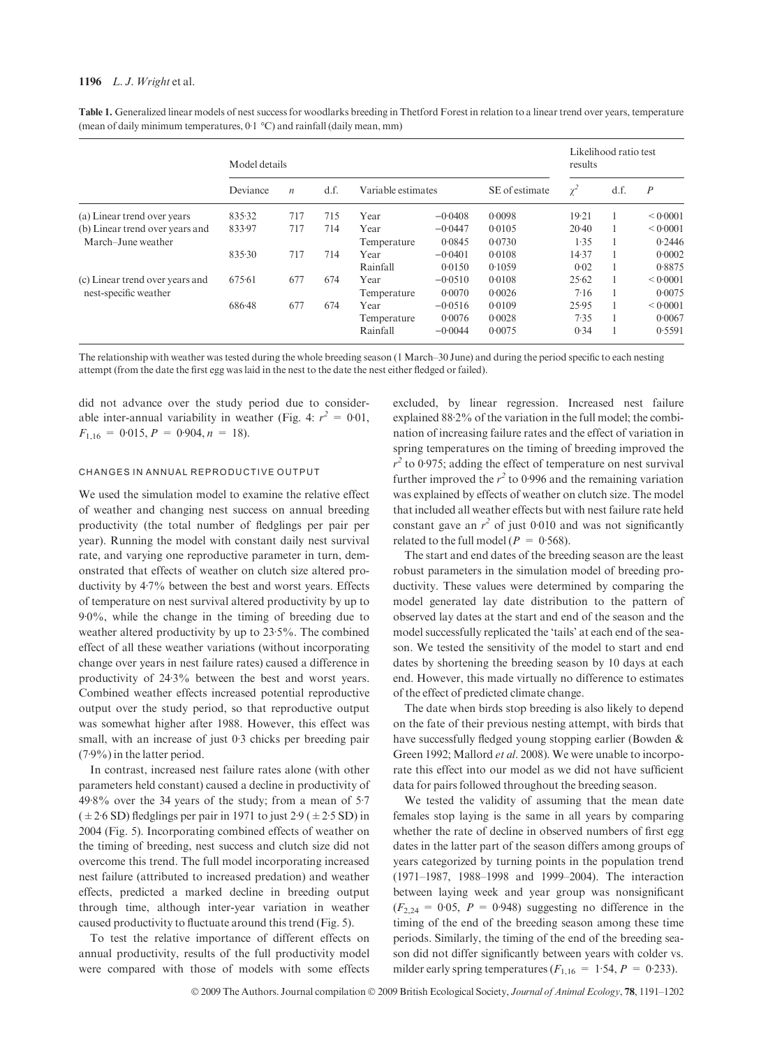**Table 1.** Generalized linear models of nest success for woodlarks breeding in Thetford Forest in relation to a linear trend over years, temperature (mean of daily minimum temperatures, 0·1 °C) and rainfall (daily mean, mm)

| | Model details | | | | | | Likelihood ratio test results | | |
|---|---|---|---|---|---|---|---|---|---|
| | Deviance | $n$ | d.f. | Variable estimates | | SE of estimate | $\chi^2$ | d.f. | $P$ |
| (a) Linear trend over years | 835·32 | 717 | 715 | Year | −0·0408 | 0·0098 | 19·21 | 1 | < 0·0001 |
| (b) Linear trend over years and March–June weather | 833·97 | 717 | 714 | Year | −0·0447 | 0·0105 | 20·40 | 1 | < 0·0001 |
| | | | | Temperature | 0·0845 | 0·0730 | 1·35 | 1 | 0·2446 |
| | 835·30 | 717 | 714 | Year | −0·0401 | 0·0108 | 14·37 | 1 | 0·0002 |
| | | | | Rainfall | 0·0150 | 0·1059 | 0·02 | 1 | 0·8875 |
| (c) Linear trend over years and nest-specific weather | 675·61 | 677 | 674 | Year | −0·0510 | 0·0108 | 25·62 | 1 | < 0·0001 |
| | | | | Temperature | 0·0070 | 0·0026 | 7·16 | 1 | 0·0075 |
| | 686·48 | 677 | 674 | Year | −0·0516 | 0·0109 | 25·95 | 1 | < 0·0001 |
| | | | | Temperature | 0·0076 | 0·0028 | 7·35 | 1 | 0·0067 |
| | | | | Rainfall | −0·0044 | 0·0075 | 0·34 | 1 | 0·5591 |

The relationship with weather was tested during the whole breeding season (1 March–30 June) and during the period specific to each nesting attempt (from the date the first egg was laid in the nest to the date the nest either fledged or failed).

did not advance over the study period due to considerable inter-annual variability in weather (Fig. 4: $r^2 = 0·01$, $F_{1,16} = 0·015$, $P = 0·904$, $n = 18$).

### CHANGES IN ANNUAL REPRODUCTIVE OUTPUT

We used the simulation model to examine the relative effect of weather and changing nest success on annual breeding productivity (the total number of fledglings per pair per year). Running the model with constant daily nest survival rate, and varying one reproductive parameter in turn, demonstrated that effects of weather on clutch size altered productivity by 4·7% between the best and worst years. Effects of temperature on nest survival altered productivity by up to 9·0%, while the change in the timing of breeding due to weather altered productivity by up to 23·5%. The combined effect of all these weather variations (without incorporating change over years in nest failure rates) caused a difference in productivity of 24·3% between the best and worst years. Combined weather effects increased potential reproductive output over the study period, so that reproductive output was somewhat higher after 1988. However, this effect was small, with an increase of just 0·3 chicks per breeding pair (7·9%) in the latter period.

In contrast, increased nest failure rates alone (with other parameters held constant) caused a decline in productivity of 49·8% over the 34 years of the study; from a mean of 5·7 (± 2·6 SD) fledglings per pair in 1971 to just 2·9 (± 2·5 SD) in 2004 (Fig. 5). Incorporating combined effects of weather on the timing of breeding, nest success and clutch size did not overcome this trend. The full model incorporating increased nest failure (attributed to increased predation) and weather effects, predicted a marked decline in breeding output through time, although inter-year variation in weather caused productivity to fluctuate around this trend (Fig. 5).

To test the relative importance of different effects on annual productivity, results of the full productivity model were compared with those of models with some effects excluded, by linear regression. Increased nest failure explained 88·2% of the variation in the full model; the combination of increasing failure rates and the effect of variation in spring temperatures on the timing of breeding improved the $r^2$ to 0·975; adding the effect of temperature on nest survival further improved the $r^2$ to 0·996 and the remaining variation was explained by effects of weather on clutch size. The model that included all weather effects but with nest failure rate held constant gave an $r^2$ of just 0·010 and was not significantly related to the full model ($P = 0·568$).

The start and end dates of the breeding season are the least robust parameters in the simulation model of breeding productivity. These values were determined by comparing the model generated lay date distribution to the pattern of observed lay dates at the start and end of the season and the model successfully replicated the 'tails' at each end of the season. We tested the sensitivity of the model to start and end dates by shortening the breeding season by 10 days at each end. However, this made virtually no difference to estimates of the effect of predicted climate change.

The date when birds stop breeding is also likely to depend on the fate of their previous nesting attempt, with birds that have successfully fledged young stopping earlier (Bowden & Green 1992; Mallord *et al*. 2008). We were unable to incorporate this effect into our model as we did not have sufficient data for pairs followed throughout the breeding season.

We tested the validity of assuming that the mean date females stop laying is the same in all years by comparing whether the rate of decline in observed numbers of first egg dates in the latter part of the season differs among groups of years categorized by turning points in the population trend (1971–1987, 1988–1998 and 1999–2004). The interaction between laying week and year group was nonsignificant ($F_{2,24} = 0·05$, $P = 0·948$) suggesting no difference in the timing of the end of the breeding season among these time periods. Similarly, the timing of the end of the breeding season did not differ significantly between years with colder vs. milder early spring temperatures ($F_{1,16} = 1·54$, $P = 0·233$).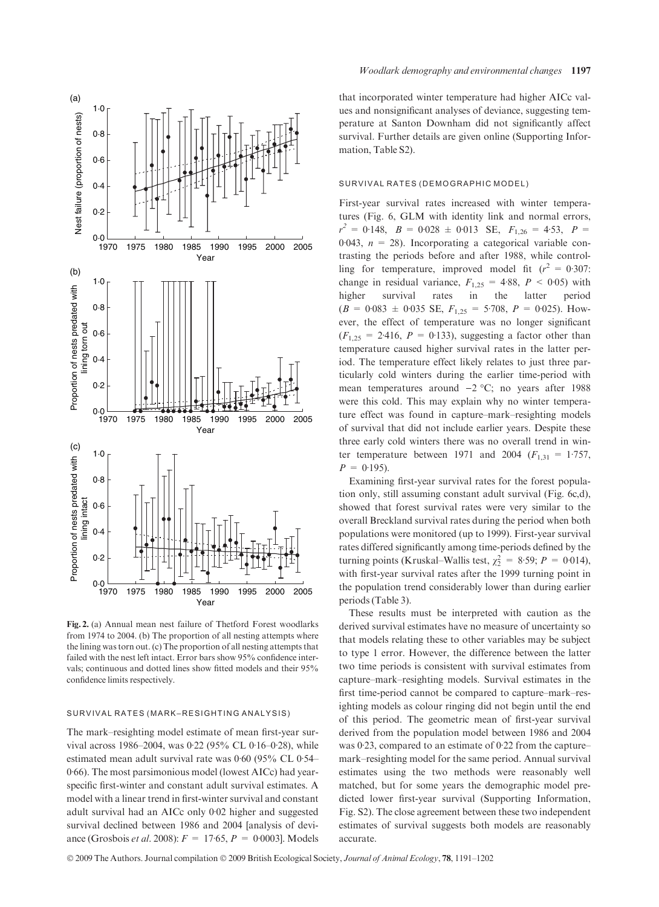Fig. 2. (a) Annual mean nest failure of Thetford Forest woodlarks from 1974 to 2004. (b) The proportion of all nesting attempts where the lining was torn out. (c) The proportion of all nesting attempts that failed with the nest left intact. Error bars show 95% confidence intervals; continuous and dotted lines show fitted models and their 95% confidence limits respectively.

### SURVIVAL RATES (MARK–RESIGHTING ANALYSIS)

The mark–resighting model estimate of mean first-year survival across 1986–2004, was 0·22 (95% CL 0·16–0·28), while estimated mean adult survival rate was 0·60 (95% CL 0·54–0·66). The most parsimonious model (lowest AICc) had year-specific first-winter and constant adult survival estimates. A model with a linear trend in first-winter survival and constant adult survival had an AICc only 0·02 higher and suggested survival declined between 1986 and 2004 [analysis of deviance (Grosbois *et al.* 2008): $F = 17{\cdot}65$, $P = 0{\cdot}0003$]. Models that incorporated winter temperature had higher AICc values and nonsignificant analyses of deviance, suggesting temperature at Santon Downham did not significantly affect survival. Further details are given online (Supporting Information, Table S2).

### SURVIVAL RATES (DEMOGRAPHIC MODEL)

First-year survival rates increased with winter temperatures (Fig. 6, GLM with identity link and normal errors, $r^2 = 0{\cdot}148$, $B = 0{\cdot}028 \pm 0{\cdot}013$ SE, $F_{1,26} = 4{\cdot}53$, $P = 0{\cdot}043$, $n = 28$). Incorporating a categorical variable contrasting the periods before and after 1988, while controlling for temperature, improved model fit ($r^2 = 0{\cdot}307$: change in residual variance, $F_{1,25} = 4{\cdot}88$, $P < 0{\cdot}05$) with higher survival rates in the latter period ($B = 0{\cdot}083 \pm 0{\cdot}035$ SE, $F_{1,25} = 5{\cdot}708$, $P = 0{\cdot}025$). However, the effect of temperature was no longer significant ($F_{1,25} = 2{\cdot}416$, $P = 0{\cdot}133$), suggesting a factor other than temperature caused higher survival rates in the latter period. The temperature effect likely relates to just three particularly cold winters during the earlier time-period with mean temperatures around −2 °C; no years after 1988 were this cold. This may explain why no winter temperature effect was found in capture–mark–resighting models of survival that did not include earlier years. Despite these three early cold winters there was no overall trend in winter temperature between 1971 and 2004 ($F_{1,31} = 1{\cdot}757$, $P = 0{\cdot}195$).

Examining first-year survival rates for the forest population only, still assuming constant adult survival (Fig. 6c,d), showed that forest survival rates were very similar to the overall Breckland survival rates during the period when both populations were monitored (up to 1999). First-year survival rates differed significantly among time-periods defined by the turning points (Kruskal–Wallis test, $\chi^2_2 = 8{\cdot}59$; $P = 0{\cdot}014$), with first-year survival rates after the 1999 turning point in the population trend considerably lower than during earlier periods (Table 3).

These results must be interpreted with caution as the derived survival estimates have no measure of uncertainty so that models relating these to other variables may be subject to type 1 error. However, the difference between the latter two time periods is consistent with survival estimates from capture–mark–resighting models. Survival estimates in the first time-period cannot be compared to capture–mark–resighting models as colour ringing did not begin until the end of this period. The geometric mean of first-year survival derived from the population model between 1986 and 2004 was 0·23, compared to an estimate of 0·22 from the capture–mark–resighting model for the same period. Annual survival estimates using the two methods were reasonably well matched, but for some years the demographic model predicted lower first-year survival (Supporting Information, Fig. S2). The close agreement between these two independent estimates of survival suggests both models are reasonably accurate.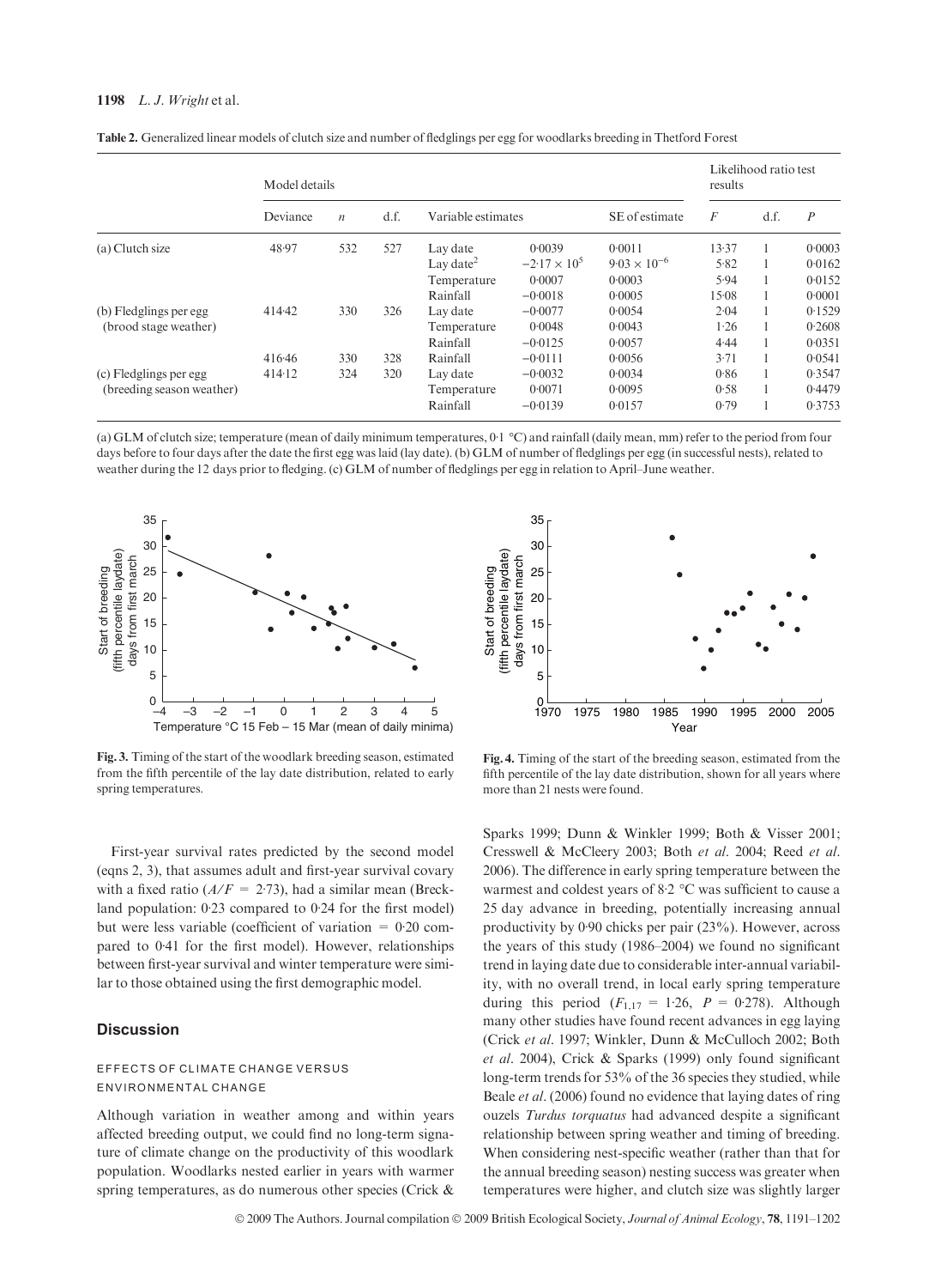Table 2. Generalized linear models of clutch size and number of fledglings per egg for woodlarks breeding in Thetford Forest

| | Model details | | | | | | Likelihood ratio test results | | |
|---|---|---|---|---|---|---|---|---|---|
| | Deviance | $n$ | d.f. | Variable estimates | | SE of estimate | $F$ | d.f. | $P$ |
| (a) Clutch size | 48·97 | 532 | 527 | Lay date | 0·0039 | 0·0011 | 13·37 | 1 | 0·0003 |
| | | | | Lay date$^2$ | $-2{\cdot}17 \times 10^5$ | $9{\cdot}03 \times 10^{-6}$ | 5·82 | 1 | 0·0162 |
| | | | | Temperature | 0·0007 | 0·0003 | 5·94 | 1 | 0·0152 |
| | | | | Rainfall | −0·0018 | 0·0005 | 15·08 | 1 | 0·0001 |
| (b) Fledglings per egg (brood stage weather) | 414·42 | 330 | 326 | Lay date | −0·0077 | 0·0054 | 2·04 | 1 | 0·1529 |
| | | | | Temperature | 0·0048 | 0·0043 | 1·26 | 1 | 0·2608 |
| | | | | Rainfall | −0·0125 | 0·0057 | 4·44 | 1 | 0·0351 |
| | 416·46 | 330 | 328 | Rainfall | −0·0111 | 0·0056 | 3·71 | 1 | 0·0541 |
| (c) Fledglings per egg (breeding season weather) | 414·12 | 324 | 320 | Lay date | −0·0032 | 0·0034 | 0·86 | 1 | 0·3547 |
| | | | | Temperature | 0·0071 | 0·0095 | 0·58 | 1 | 0·4479 |
| | | | | Rainfall | −0·0139 | 0·0157 | 0·79 | 1 | 0·3753 |

(a) GLM of clutch size; temperature (mean of daily minimum temperatures, 0·1 °C) and rainfall (daily mean, mm) refer to the period from four days before to four days after the date the first egg was laid (lay date). (b) GLM of number of fledglings per egg (in successful nests), related to weather during the 12 days prior to fledging. (c) GLM of number of fledglings per egg in relation to April–June weather.

Fig. 3. Timing of the start of the woodlark breeding season, estimated from the fifth percentile of the lay date distribution, related to early spring temperatures.

Fig. 4. Timing of the start of the breeding season, estimated from the fifth percentile of the lay date distribution, shown for all years where more than 21 nests were found.

First-year survival rates predicted by the second model (eqns 2, 3), that assumes adult and first-year survival covary with a fixed ratio ($A/F = 2{\cdot}73$), had a similar mean (Breckland population: 0·23 compared to 0·24 for the first model) but were less variable (coefficient of variation = 0·20 compared to 0·41 for the first model). However, relationships between first-year survival and winter temperature were similar to those obtained using the first demographic model.

## Discussion

### EFFECTS OF CLIMATE CHANGE VERSUS ENVIRONMENTAL CHANGE

Although variation in weather among and within years affected breeding output, we could find no long-term signature of climate change on the productivity of this woodlark population. Woodlarks nested earlier in years with warmer spring temperatures, as do numerous other species (Crick & Sparks 1999; Dunn & Winkler 1999; Both & Visser 2001; Cresswell & McCleery 2003; Both *et al*. 2004; Reed *et al*. 2006). The difference in early spring temperature between the warmest and coldest years of 8·2 °C was sufficient to cause a 25 day advance in breeding, potentially increasing annual productivity by 0·90 chicks per pair (23%). However, across the years of this study (1986–2004) we found no significant trend in laying date due to considerable inter-annual variability, with no overall trend, in local early spring temperature during this period ($F_{1,17} = 1{\cdot}26$, $P = 0{\cdot}278$). Although many other studies have found recent advances in egg laying (Crick *et al*. 1997; Winkler, Dunn & McCulloch 2002; Both *et al*. 2004), Crick & Sparks (1999) only found significant long-term trends for 53% of the 36 species they studied, while Beale *et al*. (2006) found no evidence that laying dates of ring ouzels *Turdus torquatus* had advanced despite a significant relationship between spring weather and timing of breeding. When considering nest-specific weather (rather than that for the annual breeding season) nesting success was greater when temperatures were higher, and clutch size was slightly larger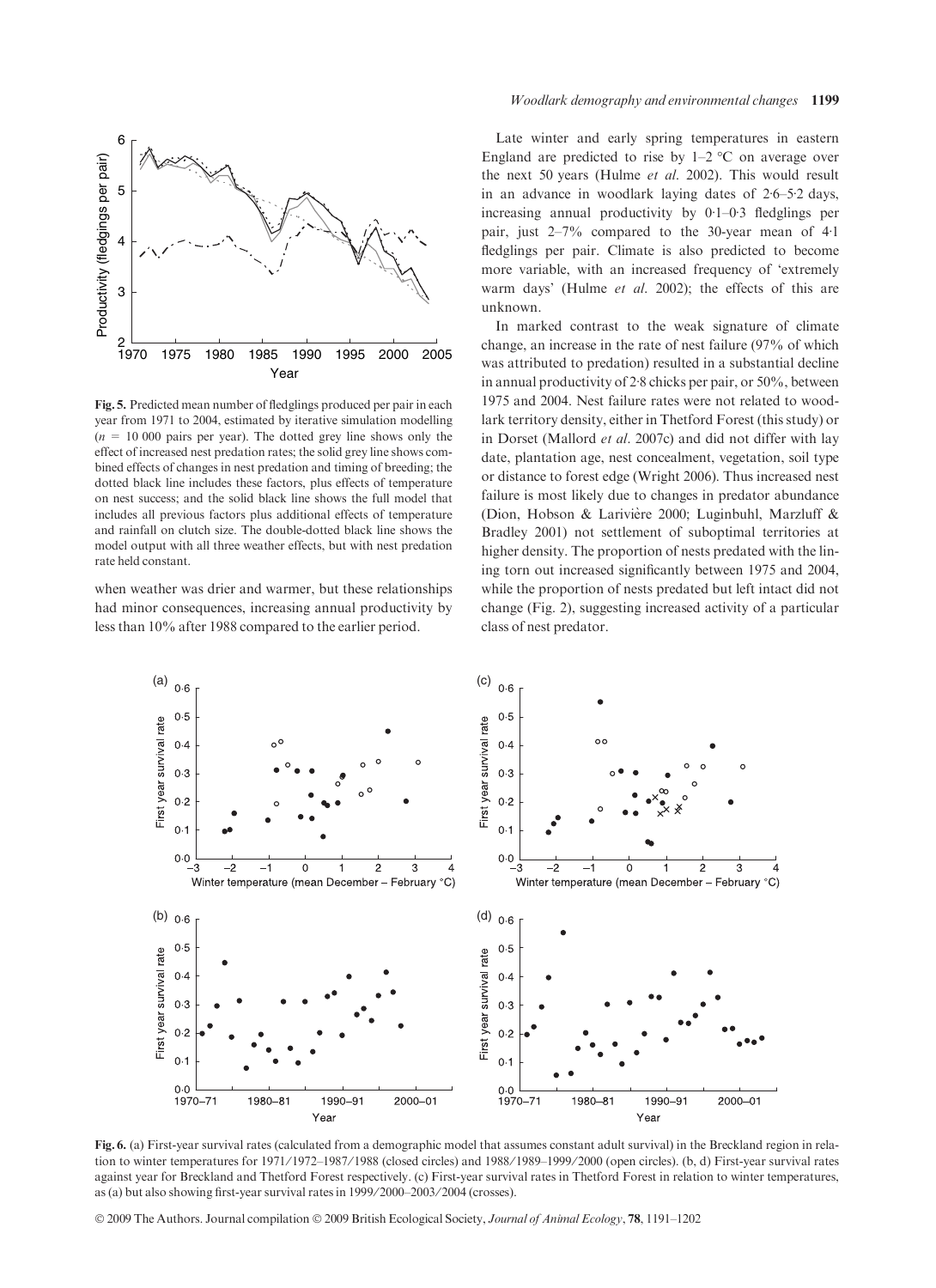Fig. 5. Predicted mean number of fledglings produced per pair in each year from 1971 to 2004, estimated by iterative simulation modelling ($n$ = 10 000 pairs per year). The dotted grey line shows only the effect of increased nest predation rates; the solid grey line shows combined effects of changes in nest predation and timing of breeding; the dotted black line includes these factors, plus effects of temperature on nest success; and the solid black line shows the full model that includes all previous factors plus additional effects of temperature and rainfall on clutch size. The double-dotted black line shows the model output with all three weather effects, but with nest predation rate held constant.

when weather was drier and warmer, but these relationships had minor consequences, increasing annual productivity by less than 10% after 1988 compared to the earlier period.

Late winter and early spring temperatures in eastern England are predicted to rise by 1–2 °C on average over the next 50 years (Hulme *et al.* 2002). This would result in an advance in woodlark laying dates of 2·6–5·2 days, increasing annual productivity by 0·1–0·3 fledglings per pair, just 2–7% compared to the 30-year mean of 4·1 fledglings per pair. Climate is also predicted to become more variable, with an increased frequency of 'extremely warm days' (Hulme *et al.* 2002); the effects of this are unknown.

In marked contrast to the weak signature of climate change, an increase in the rate of nest failure (97% of which was attributed to predation) resulted in a substantial decline in annual productivity of 2·8 chicks per pair, or 50%, between 1975 and 2004. Nest failure rates were not related to woodlark territory density, either in Thetford Forest (this study) or in Dorset (Mallord *et al.* 2007c) and did not differ with lay date, plantation age, nest concealment, vegetation, soil type or distance to forest edge (Wright 2006). Thus increased nest failure is most likely due to changes in predator abundance (Dion, Hobson & Larivière 2000; Luginbuhl, Marzluff & Bradley 2001) not settlement of suboptimal territories at higher density. The proportion of nests predated with the lining torn out increased significantly between 1975 and 2004, while the proportion of nests predated but left intact did not change (Fig. 2), suggesting increased activity of a particular class of nest predator.

Fig. 6. (a) First-year survival rates (calculated from a demographic model that assumes constant adult survival) in the Breckland region in relation to winter temperatures for 1971/1972–1987/1988 (closed circles) and 1988/1989–1999/2000 (open circles). (b, d) First-year survival rates against year for Breckland and Thetford Forest respectively. (c) First-year survival rates in Thetford Forest in relation to winter temperatures, as (a) but also showing first-year survival rates in 1999/2000–2003/2004 (crosses).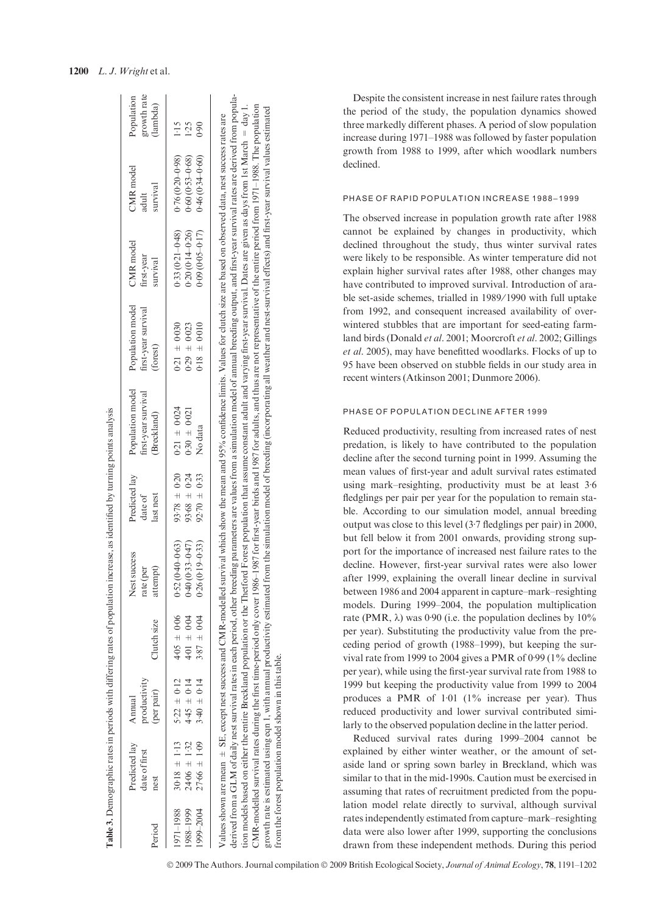**Table 3.** Demographic rates in periods with differing rates of population increase, as identified by turning points analysis

| Period | Predicted lay date of first nest | Annual productivity (per pair) | Clutch size | Nest success rate (per attempt) | Predicted lay date of last nest | Population model first-year survival (Breckland) | Population model first-year survival (forest) | CMR model first-year survival | CMR model adult survival | Population growth rate (lambda) |
|---|---|---|---|---|---|---|---|---|---|---|
| 1971–1988 | 30·18 ± 1·13 | 5·22 ± 0·12 | 4·05 ± 0·06 | 0·52 (0·40–0·63) | 93·78 ± 0·20 | 0·21 ± 0·024 | 0·21 ± 0·030 | 0·33 (0·21–0·48) | 0·76 (0·20–0·98) | 1·15 |
| 1988–1999 | 24·06 ± 1·32 | 4·45 ± 0·14 | 4·01 ± 0·04 | 0·40 (0·33–0·47) | 93·68 ± 0·24 | 0·30 ± 0·021 | 0·29 ± 0·023 | 0·20 (0·14–0·26) | 0·60 (0·53–0·68) | 1·25 |
| 1999–2004 | 27·66 ± 1·09 | 3·40 ± 0·14 | 3·87 ± 0·04 | 0·26 (0·19–0·33) | 92·70 ± 0·33 | No data | 0·18 ± 0·010 | 0·09 (0·05–0·17) | 0·46 (0·34–0·60) | 0·90 |

Values shown are mean ± SE, except nest success and CMR-modelled survival which show the mean and 95% confidence limits. Values for clutch size are based on observed data, nest success rates are derived from a GLM of daily nest survival rates in each period, other breeding parameters are values from a simulation model of annual breeding output, and first-year survival rates are derived from population models based on either the entire Breckland population or the Thetford Forest population that assume constant adult and varying first-year survival. Dates are given as days from 1st March = day 1. CMR-modelled survival rates during the first time-period only cover 1986–1987 for first-year birds and 1987 for adults, and thus are not representative of the entire period from 1971–1988. The population growth rate is estimated using eqn 1, with annual productivity estimated from the simulation model of breeding (incorporating all weather and nest-survival effects) and first-year survival values estimated from the forest population model shown in this table.

Despite the consistent increase in nest failure rates through the period of the study, the population dynamics showed three markedly different phases. A period of slow population increase during 1971–1988 was followed by faster population growth from 1988 to 1999, after which woodlark numbers declined.

#### PHASE OF RAPID POPULATION INCREASE 1988–1999

The observed increase in population growth rate after 1988 cannot be explained by changes in productivity, which declined throughout the study, thus winter survival rates were likely to be responsible. As winter temperature did not explain higher survival rates after 1988, other changes may have contributed to improved survival. Introduction of arable set-aside schemes, trialled in 1989/1990 with full uptake from 1992, and consequent increased availability of over-wintered stubbles that are important for seed-eating farmland birds (Donald *et al*. 2001; Moorcroft *et al*. 2002; Gillings *et al*. 2005), may have benefitted woodlarks. Flocks of up to 95 have been observed on stubble fields in our study area in recent winters (Atkinson 2001; Dunmore 2006).

#### PHASE OF POPULATION DECLINE AFTER 1999

Reduced productivity, resulting from increased rates of nest predation, is likely to have contributed to the population decline after the second turning point in 1999. Assuming the mean values of first-year and adult survival rates estimated using mark–resighting, productivity must be at least 3·6 fledglings per pair per year for the population to remain stable. According to our simulation model, annual breeding output was close to this level (3·7 fledglings per pair) in 2000, but fell below it from 2001 onwards, providing strong support for the importance of increased nest failure rates to the decline. However, first-year survival rates were also lower after 1999, explaining the overall linear decline in survival between 1986 and 2004 apparent in capture–mark–resighting models. During 1999–2004, the population multiplication rate (PMR, $\lambda$) was 0·90 (i.e. the population declines by 10% per year). Substituting the productivity value from the preceding period of growth (1988–1999), but keeping the survival rate from 1999 to 2004 gives a PMR of 0·99 (1% decline per year), while using the first-year survival rate from 1988 to 1999 but keeping the productivity value from 1999 to 2004 produces a PMR of 1·01 (1% increase per year). Thus reduced productivity and lower survival contributed similarly to the observed population decline in the latter period.

Reduced survival rates during 1999–2004 cannot be explained by either winter weather, or the amount of set-aside land or spring sown barley in Breckland, which was similar to that in the mid-1990s. Caution must be exercised in assuming that rates of recruitment predicted from the population model relate directly to survival, although survival rates independently estimated from capture–mark–resighting data were also lower after 1999, supporting the conclusions drawn from these independent methods. During this period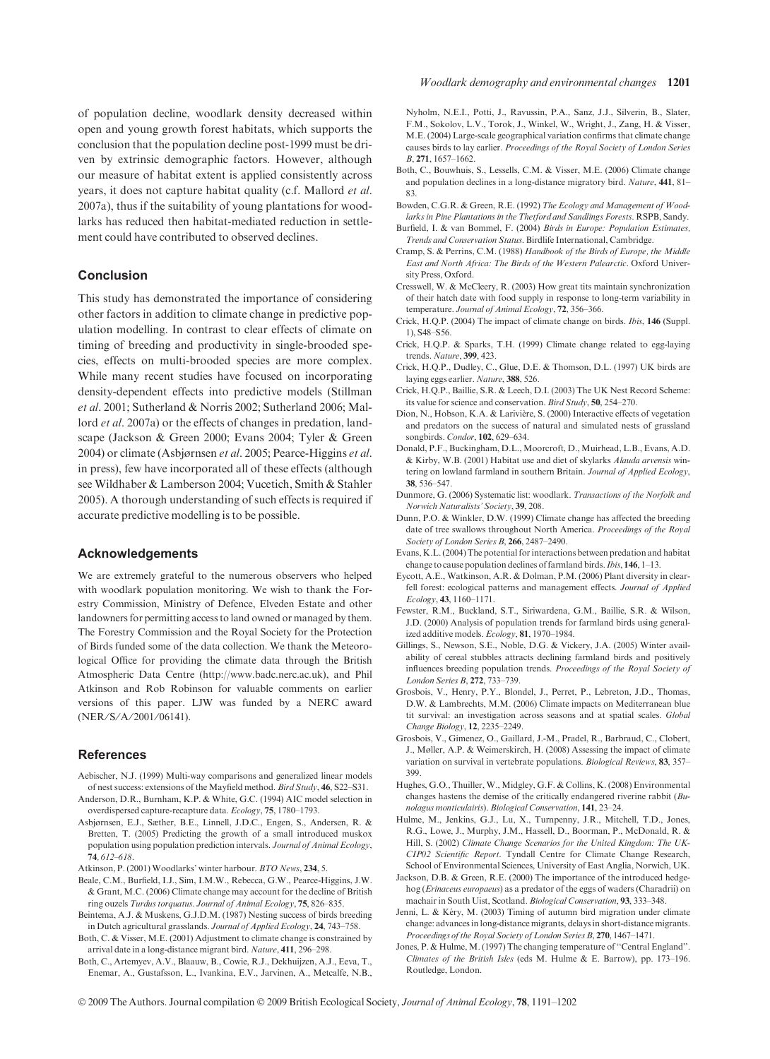of population decline, woodlark density decreased within open and young growth forest habitats, which supports the conclusion that the population decline post-1999 must be driven by extrinsic demographic factors. However, although our measure of habitat extent is applied consistently across years, it does not capture habitat quality (c.f. Mallord *et al*. 2007a), thus if the suitability of young plantations for woodlarks has reduced then habitat-mediated reduction in settlement could have contributed to observed declines.

## Conclusion

This study has demonstrated the importance of considering other factors in addition to climate change in predictive population modelling. In contrast to clear effects of climate on timing of breeding and productivity in single-brooded species, effects on multi-brooded species are more complex. While many recent studies have focused on incorporating density-dependent effects into predictive models (Stillman *et al*. 2001; Sutherland & Norris 2002; Sutherland 2006; Mallord *et al*. 2007a) or the effects of changes in predation, landscape (Jackson & Green 2000; Evans 2004; Tyler & Green 2004) or climate (Asbjørnsen *et al*. 2005; Pearce-Higgins *et al*. in press), few have incorporated all of these effects (although see Wildhaber & Lamberson 2004; Vucetich, Smith & Stahler 2005). A thorough understanding of such effects is required if accurate predictive modelling is to be possible.

## Acknowledgements

We are extremely grateful to the numerous observers who helped with woodlark population monitoring. We wish to thank the Forestry Commission, Ministry of Defence, Elveden Estate and other landowners for permitting access to land owned or managed by them. The Forestry Commission and the Royal Society for the Protection of Birds funded some of the data collection. We thank the Meteorological Office for providing the climate data through the British Atmospheric Data Centre (http://www.badc.nerc.ac.uk), and Phil Atkinson and Rob Robinson for valuable comments on earlier versions of this paper. LJW was funded by a NERC award (NER/S/A/2001/06141).

## References

Aebischer, N.J. (1999) Multi-way comparisons and generalized linear models of nest success: extensions of the Mayfield method. *Bird Study*, **46**, S22–S31.

Anderson, D.R., Burnham, K.P. & White, G.C. (1994) AIC model selection in overdispersed capture-recapture data. *Ecology*, **75**, 1780–1793.

Asbjørnsen, E.J., Sæther, B.E., Linnell, J.D.C., Engen, S., Andersen, R. & Bretten, T. (2005) Predicting the growth of a small introduced muskox population using population prediction intervals. *Journal of Animal Ecology*, **74**, *612–618*.

Atkinson, P. (2001) Woodlarks' winter harbour. *BTO News*, **234**, 5.

Beale, C.M., Burfield, I.J., Sim, I.M.W., Rebecca, G.W., Pearce-Higgins, J.W. & Grant, M.C. (2006) Climate change may account for the decline of British ring ouzels *Turdus torquatus*. *Journal of Animal Ecology*, **75**, 826–835.

Beintema, A.J. & Muskens, G.J.D.M. (1987) Nesting success of birds breeding in Dutch agricultural grasslands. *Journal of Applied Ecology*, **24**, 743–758.

Both, C. & Visser, M.E. (2001) Adjustment to climate change is constrained by arrival date in a long-distance migrant bird. *Nature*, **411**, 296–298.

Both, C., Artemyev, A.V., Blaauw, B., Cowie, R.J., Dekhuijzen, A.J., Eeva, T., Enemar, A., Gustafsson, L., Ivankina, E.V., Jarvinen, A., Metcalfe, N.B., Nyholm, N.E.I., Potti, J., Ravussin, P.A., Sanz, J.J., Silverin, B., Slater, F.M., Sokolov, L.V., Torok, J., Winkel, W., Wright, J., Zang, H. & Visser, M.E. (2004) Large-scale geographical variation confirms that climate change causes birds to lay earlier. *Proceedings of the Royal Society of London Series B*, **271**, 1657–1662.

Both, C., Bouwhuis, S., Lessells, C.M. & Visser, M.E. (2006) Climate change and population declines in a long-distance migratory bird. *Nature*, **441**, 81–83.

Bowden, C.G.R. & Green, R.E. (1992) *The Ecology and Management of Woodlarks in Pine Plantations in the Thetford and Sandlings Forests*. RSPB, Sandy.

Burfield, I. & van Bommel, F. (2004) *Birds in Europe: Population Estimates, Trends and Conservation Status*. Birdlife International, Cambridge.

Cramp, S. & Perrins, C.M. (1988) *Handbook of the Birds of Europe, the Middle East and North Africa: The Birds of the Western Palearctic*. Oxford University Press, Oxford.

Cresswell, W. & McCleery, R. (2003) How great tits maintain synchronization of their hatch date with food supply in response to long-term variability in temperature. *Journal of Animal Ecology*, **72**, 356–366.

Crick, H.Q.P. (2004) The impact of climate change on birds. *Ibis*, **146** (Suppl. 1), S48–S56.

Crick, H.Q.P. & Sparks, T.H. (1999) Climate change related to egg-laying trends. *Nature*, **399**, 423.

Crick, H.Q.P., Dudley, C., Glue, D.E. & Thomson, D.L. (1997) UK birds are laying eggs earlier. *Nature*, **388**, 526.

Crick, H.Q.P., Baillie, S.R. & Leech, D.I. (2003) The UK Nest Record Scheme: its value for science and conservation. *Bird Study*, **50**, 254–270.

Dion, N., Hobson, K.A. & Larivière, S. (2000) Interactive effects of vegetation and predators on the success of natural and simulated nests of grassland songbirds. *Condor*, **102**, 629–634.

Donald, P.F., Buckingham, D.L., Moorcroft, D., Muirhead, L.B., Evans, A.D. & Kirby, W.B. (2001) Habitat use and diet of skylarks *Alauda arvensis* wintering on lowland farmland in southern Britain. *Journal of Applied Ecology*, **38**, 536–547.

Dunmore, G. (2006) Systematic list: woodlark. *Transactions of the Norfolk and Norwich Naturalists' Society*, **39**, 208.

Dunn, P.O. & Winkler, D.W. (1999) Climate change has affected the breeding date of tree swallows throughout North America. *Proceedings of the Royal Society of London Series B*, **266**, 2487–2490.

Evans, K.L. (2004) The potential for interactions between predation and habitat change to cause population declines of farmland birds. *Ibis*, **146**, 1–13.

Eycott, A.E., Watkinson, A.R. & Dolman, P.M. (2006) Plant diversity in clearfell forest: ecological patterns and management effects. *Journal of Applied Ecology*, **43**, 1160–1171.

Fewster, R.M., Buckland, S.T., Siriwardena, G.M., Baillie, S.R. & Wilson, J.D. (2000) Analysis of population trends for farmland birds using generalized additive models. *Ecology*, **81**, 1970–1984.

Gillings, S., Newson, S.E., Noble, D.G. & Vickery, J.A. (2005) Winter availability of cereal stubbles attracts declining farmland birds and positively influences breeding population trends. *Proceedings of the Royal Society of London Series B*, **272**, 733–739.

Grosbois, V., Henry, P.Y., Blondel, J., Perret, P., Lebreton, J.D., Thomas, D.W. & Lambrechts, M.M. (2006) Climate impacts on Mediterranean blue tit survival: an investigation across seasons and at spatial scales. *Global Change Biology*, **12**, 2235–2249.

Grosbois, V., Gimenez, O., Gaillard, J.-M., Pradel, R., Barbraud, C., Clobert, J., Møller, A.P. & Weimerskirch, H. (2008) Assessing the impact of climate variation on survival in vertebrate populations. *Biological Reviews*, **83**, 357–399.

Hughes, G.O., Thuiller, W., Midgley, G.F. & Collins, K. (2008) Environmental changes hasten the demise of the critically endangered riverine rabbit (*Bunolagus monticulairis*). *Biological Conservation*, **141**, 23–24.

Hulme, M., Jenkins, G.J., Lu, X., Turnpenny, J.R., Mitchell, T.D., Jones, R.G., Lowe, J., Murphy, J.M., Hassell, D., Boorman, P., McDonald, R. & Hill, S. (2002) *Climate Change Scenarios for the United Kingdom: The UKCIP02 Scientific Report*. Tyndall Centre for Climate Change Research, School of Environmental Sciences, University of East Anglia, Norwich, UK.

Jackson, D.B. & Green, R.E. (2000) The importance of the introduced hedgehog (*Erinaceus europaeus*) as a predator of the eggs of waders (Charadrii) on machair in South Uist, Scotland. *Biological Conservation*, **93**, 333–348.

Jenni, L. & Kéry, M. (2003) Timing of autumn bird migration under climate change: advances in long-distance migrants, delays in short-distance migrants. *Proceedings of the Royal Society of London Series B*, **270**, 1467–1471.

Jones, P. & Hulme, M. (1997) The changing temperature of "Central England". *Climates of the British Isles* (eds M. Hulme & E. Barrow), pp. 173–196. Routledge, London.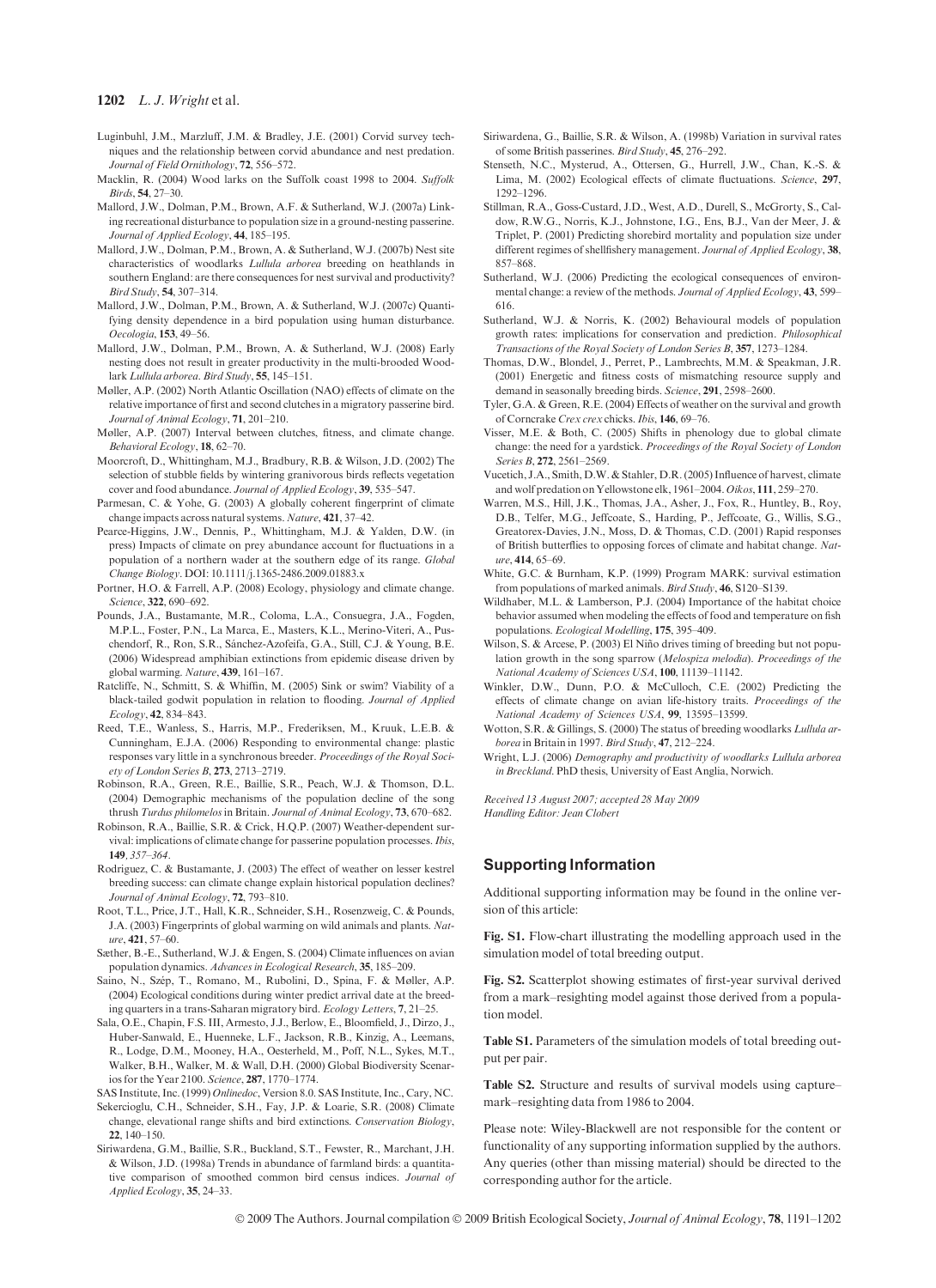Luginbuhl, J.M., Marzluff, J.M. & Bradley, J.E. (2001) Corvid survey techniques and the relationship between corvid abundance and nest predation. *Journal of Field Ornithology*, **72**, 556–572.

Macklin, R. (2004) Wood larks on the Suffolk coast 1998 to 2004. *Suffolk Birds*, **54**, 27–30.

Mallord, J.W., Dolman, P.M., Brown, A.F. & Sutherland, W.J. (2007a) Linking recreational disturbance to population size in a ground-nesting passerine. *Journal of Applied Ecology*, **44**, 185–195.

Mallord, J.W., Dolman, P.M., Brown, A. & Sutherland, W.J. (2007b) Nest site characteristics of woodlarks *Lullula arborea* breeding on heathlands in southern England: are there consequences for nest survival and productivity? *Bird Study*, **54**, 307–314.

Mallord, J.W., Dolman, P.M., Brown, A. & Sutherland, W.J. (2007c) Quantifying density dependence in a bird population using human disturbance. *Oecologia*, **153**, 49–56.

Mallord, J.W., Dolman, P.M., Brown, A. & Sutherland, W.J. (2008) Early nesting does not result in greater productivity in the multi-brooded Woodlark *Lullula arborea*. *Bird Study*, **55**, 145–151.

Møller, A.P. (2002) North Atlantic Oscillation (NAO) effects of climate on the relative importance of first and second clutches in a migratory passerine bird. *Journal of Animal Ecology*, **71**, 201–210.

Møller, A.P. (2007) Interval between clutches, fitness, and climate change. *Behavioral Ecology*, **18**, 62–70.

Moorcroft, D., Whittingham, M.J., Bradbury, R.B. & Wilson, J.D. (2002) The selection of stubble fields by wintering granivorous birds reflects vegetation cover and food abundance. *Journal of Applied Ecology*, **39**, 535–547.

Parmesan, C. & Yohe, G. (2003) A globally coherent fingerprint of climate change impacts across natural systems. *Nature*, **421**, 37–42.

Pearce-Higgins, J.W., Dennis, P., Whittingham, M.J. & Yalden, D.W. (in press) Impacts of climate on prey abundance account for fluctuations in a population of a northern wader at the southern edge of its range. *Global Change Biology*. DOI: 10.1111/j.1365-2486.2009.01883.x

Portner, H.O. & Farrell, A.P. (2008) Ecology, physiology and climate change. *Science*, **322**, 690–692.

Pounds, J.A., Bustamante, M.R., Coloma, L.A., Consuegra, J.A., Fogden, M.P.L., Foster, P.N., La Marca, E., Masters, K.L., Merino-Viteri, A., Puschendorf, R., Ron, S.R., Sánchez-Azofeifa, G.A., Still, C.J. & Young, B.E. (2006) Widespread amphibian extinctions from epidemic disease driven by global warming. *Nature*, **439**, 161–167.

Ratcliffe, N., Schmitt, S. & Whiffin, M. (2005) Sink or swim? Viability of a black-tailed godwit population in relation to flooding. *Journal of Applied Ecology*, **42**, 834–843.

Reed, T.E., Wanless, S., Harris, M.P., Frederiksen, M., Kruuk, L.E.B. & Cunningham, E.J.A. (2006) Responding to environmental change: plastic responses vary little in a synchronous breeder. *Proceedings of the Royal Society of London Series B*, **273**, 2713–2719.

Robinson, R.A., Green, R.E., Baillie, S.R., Peach, W.J. & Thomson, D.L. (2004) Demographic mechanisms of the population decline of the song thrush *Turdus philomelos* in Britain. *Journal of Animal Ecology*, **73**, 670–682.

Robinson, R.A., Baillie, S.R. & Crick, H.Q.P. (2007) Weather-dependent survival: implications of climate change for passerine population processes. *Ibis*, **149**, *357–364*.

Rodriguez, C. & Bustamante, J. (2003) The effect of weather on lesser kestrel breeding success: can climate change explain historical population declines? *Journal of Animal Ecology*, **72**, 793–810.

Root, T.L., Price, J.T., Hall, K.R., Schneider, S.H., Rosenzweig, C. & Pounds, J.A. (2003) Fingerprints of global warming on wild animals and plants. *Nature*, **421**, 57–60.

Sæther, B.-E., Sutherland, W.J. & Engen, S. (2004) Climate influences on avian population dynamics. *Advances in Ecological Research*, **35**, 185–209.

Saino, N., Szép, T., Romano, M., Rubolini, D., Spina, F. & Møller, A.P. (2004) Ecological conditions during winter predict arrival date at the breeding quarters in a trans-Saharan migratory bird. *Ecology Letters*, **7**, 21–25.

Sala, O.E., Chapin, F.S. III, Armesto, J.J., Berlow, E., Bloomfield, J., Dirzo, J., Huber-Sanwald, E., Huenneke, L.F., Jackson, R.B., Kinzig, A., Leemans, R., Lodge, D.M., Mooney, H.A., Oesterheld, M., Poff, N.L., Sykes, M.T., Walker, B.H., Walker, M. & Wall, D.H. (2000) Global Biodiversity Scenarios for the Year 2100. *Science*, **287**, 1770–1774.

SAS Institute, Inc. (1999) *Onlinedoc*, Version 8.0. SAS Institute, Inc., Cary, NC.

Sekercioglu, C.H., Schneider, S.H., Fay, J.P. & Loarie, S.R. (2008) Climate change, elevational range shifts and bird extinctions. *Conservation Biology*, **22**, 140–150.

Siriwardena, G.M., Baillie, S.R., Buckland, S.T., Fewster, R., Marchant, J.H. & Wilson, J.D. (1998a) Trends in abundance of farmland birds: a quantitative comparison of smoothed common bird census indices. *Journal of Applied Ecology*, **35**, 24–33.

Siriwardena, G., Baillie, S.R. & Wilson, A. (1998b) Variation in survival rates of some British passerines. *Bird Study*, **45**, 276–292.

Stenseth, N.C., Mysterud, A., Ottersen, G., Hurrell, J.W., Chan, K.-S. & Lima, M. (2002) Ecological effects of climate fluctuations. *Science*, **297**, 1292–1296.

Stillman, R.A., Goss-Custard, J.D., West, A.D., Durell, S., McGrorty, S., Caldow, R.W.G., Norris, K.J., Johnstone, I.G., Ens, B.J., Van der Meer, J. & Triplet, P. (2001) Predicting shorebird mortality and population size under different regimes of shellfishery management. *Journal of Applied Ecology*, **38**, 857–868.

Sutherland, W.J. (2006) Predicting the ecological consequences of environmental change: a review of the methods. *Journal of Applied Ecology*, **43**, 599–616.

Sutherland, W.J. & Norris, K. (2002) Behavioural models of population growth rates: implications for conservation and prediction. *Philosophical Transactions of the Royal Society of London Series B*, **357**, 1273–1284.

Thomas, D.W., Blondel, J., Perret, P., Lambrechts, M.M. & Speakman, J.R. (2001) Energetic and fitness costs of mismatching resource supply and demand in seasonally breeding birds. *Science*, **291**, 2598–2600.

Tyler, G.A. & Green, R.E. (2004) Effects of weather on the survival and growth of Corncrake *Crex crex* chicks. *Ibis*, **146**, 69–76.

Visser, M.E. & Both, C. (2005) Shifts in phenology due to global climate change: the need for a yardstick. *Proceedings of the Royal Society of London Series B*, **272**, 2561–2569.

Vucetich, J.A., Smith, D.W. & Stahler, D.R. (2005) Influence of harvest, climate and wolf predation on Yellowstone elk, 1961–2004. *Oikos*, **111**, 259–270.

Warren, M.S., Hill, J.K., Thomas, J.A., Asher, J., Fox, R., Huntley, B., Roy, D.B., Telfer, M.G., Jeffcoate, S., Harding, P., Jeffcoate, G., Willis, S.G., Greatorex-Davies, J.N., Moss, D. & Thomas, C.D. (2001) Rapid responses of British butterflies to opposing forces of climate and habitat change. *Nature*, **414**, 65–69.

White, G.C. & Burnham, K.P. (1999) Program MARK: survival estimation from populations of marked animals. *Bird Study*, **46**, S120–S139.

Wildhaber, M.L. & Lamberson, P.J. (2004) Importance of the habitat choice behavior assumed when modeling the effects of food and temperature on fish populations. *Ecological Modelling*, **175**, 395–409.

Wilson, S. & Arcese, P. (2003) El Niño drives timing of breeding but not population growth in the song sparrow (*Melospiza melodia*). *Proceedings of the National Academy of Sciences USA*, **100**, 11139–11142.

Winkler, D.W., Dunn, P.O. & McCulloch, C.E. (2002) Predicting the effects of climate change on avian life-history traits. *Proceedings of the National Academy of Sciences USA*, **99**, 13595–13599.

Wotton, S.R. & Gillings, S. (2000) The status of breeding woodlarks *Lullula arborea* in Britain in 1997. *Bird Study*, **47**, 212–224.

Wright, L.J. (2006) *Demography and productivity of woodlarks Lullula arborea in Breckland*. PhD thesis, University of East Anglia, Norwich.

*Received 13 August 2007; accepted 28 May 2009*
*Handling Editor: Jean Clobert*

## Supporting Information

Additional supporting information may be found in the online version of this article:

**Fig. S1.** Flow-chart illustrating the modelling approach used in the simulation model of total breeding output.

**Fig. S2.** Scatterplot showing estimates of first-year survival derived from a mark–resighting model against those derived from a population model.

**Table S1.** Parameters of the simulation models of total breeding output per pair.

**Table S2.** Structure and results of survival models using capture–mark–resighting data from 1986 to 2004.

Please note: Wiley-Blackwell are not responsible for the content or functionality of any supporting information supplied by the authors. Any queries (other than missing material) should be directed to the corresponding author for the article.